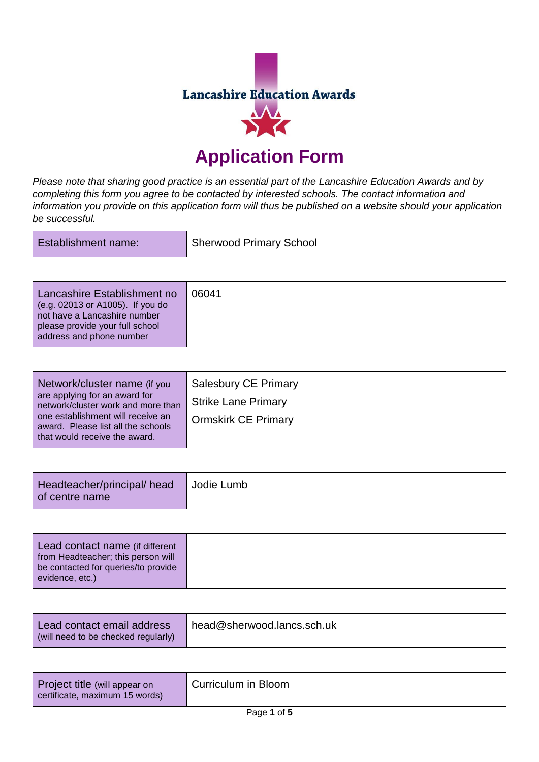Lancashire Education Awards

# Application Form

*Please note that sharing good practice is an essential part of the Lancashire Education Awards and by completing this form you agree to be contacted by interested schools. The contact information and information you provide on this application form will thus be published on a website should your application be successful.*

| Establishment name: | Sherwood Primary School |
|---|---|

| Lancashire Establishment no (e.g. 02013 or A1005). If you do not have a Lancashire number please provide your full school address and phone number | 06041 |
|---|---|

| Network/cluster name (if you are applying for an award for network/cluster work and more than one establishment will receive an award. Please list all the schools that would receive the award. | Salesbury CE Primary<br>Strike Lane Primary<br>Ormskirk CE Primary |
|---|---|

| Headteacher/principal/ head of centre name | Jodie Lumb |
|---|---|

| Lead contact name (if different from Headteacher; this person will be contacted for queries/to provide evidence, etc.) | |
|---|---|

| Lead contact email address (will need to be checked regularly) | head@sherwood.lancs.sch.uk |
|---|---|

| Project title (will appear on certificate, maximum 15 words) | Curriculum in Bloom |
|---|---|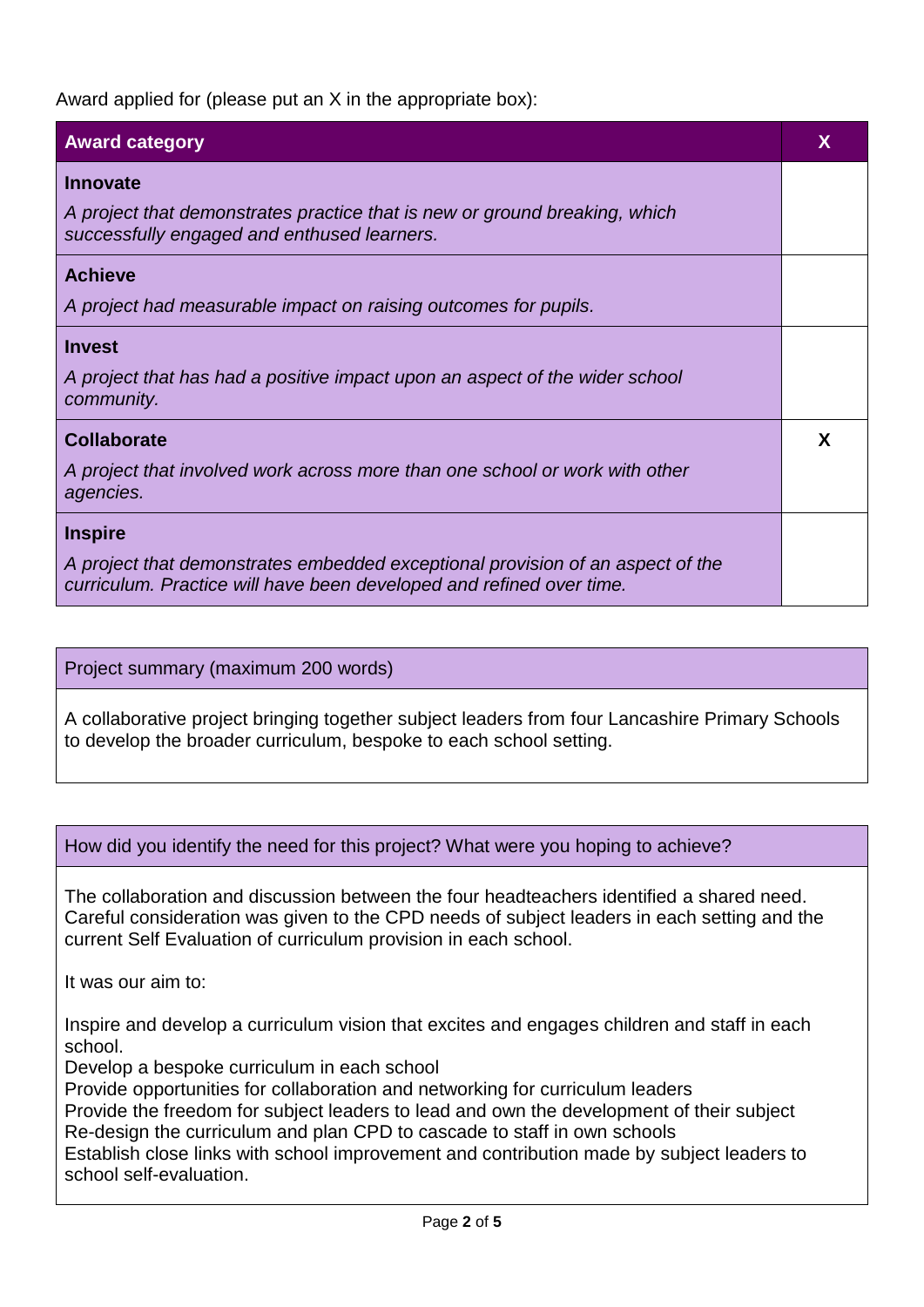Award applied for (please put an X in the appropriate box):

| Award category | X |
|---|---|
| **Innovate**<br>*A project that demonstrates practice that is new or ground breaking, which successfully engaged and enthused learners.* | |
| **Achieve**<br>*A project had measurable impact on raising outcomes for pupils.* | |
| **Invest**<br>*A project that has had a positive impact upon an aspect of the wider school community.* | |
| **Collaborate**<br>*A project that involved work across more than one school or work with other agencies.* | X |
| **Inspire**<br>*A project that demonstrates embedded exceptional provision of an aspect of the curriculum. Practice will have been developed and refined over time.* | |

| Project summary (maximum 200 words) |
|---|
| A collaborative project bringing together subject leaders from four Lancashire Primary Schools to develop the broader curriculum, bespoke to each school setting. |

| How did you identify the need for this project? What were you hoping to achieve? |
|---|
| The collaboration and discussion between the four headteachers identified a shared need. Careful consideration was given to the CPD needs of subject leaders in each setting and the current Self Evaluation of curriculum provision in each school.<br><br>It was our aim to:<br><br>Inspire and develop a curriculum vision that excites and engages children and staff in each school.<br>Develop a bespoke curriculum in each school<br>Provide opportunities for collaboration and networking for curriculum leaders<br>Provide the freedom for subject leaders to lead and own the development of their subject<br>Re-design the curriculum and plan CPD to cascade to staff in own schools<br>Establish close links with school improvement and contribution made by subject leaders to school self-evaluation. |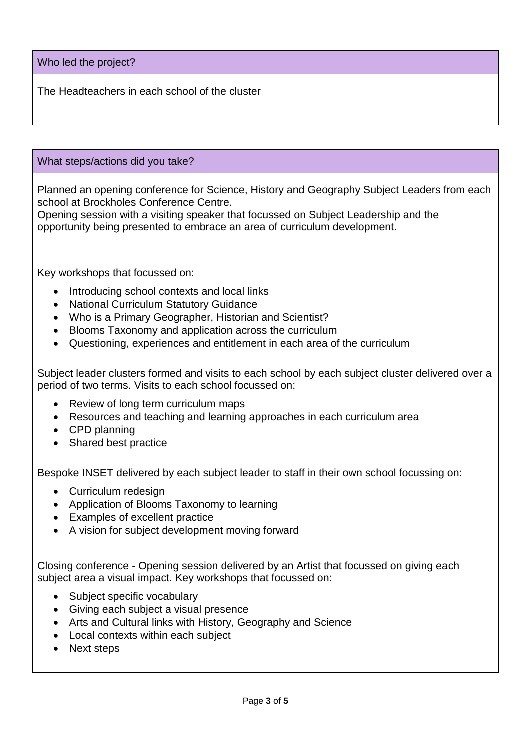## Who led the project?

The Headteachers in each school of the cluster

## What steps/actions did you take?

Planned an opening conference for Science, History and Geography Subject Leaders from each school at Brockholes Conference Centre.
Opening session with a visiting speaker that focussed on Subject Leadership and the opportunity being presented to embrace an area of curriculum development.

Key workshops that focussed on:

- Introducing school contexts and local links
- National Curriculum Statutory Guidance
- Who is a Primary Geographer, Historian and Scientist?
- Blooms Taxonomy and application across the curriculum
- Questioning, experiences and entitlement in each area of the curriculum

Subject leader clusters formed and visits to each school by each subject cluster delivered over a period of two terms. Visits to each school focussed on:

- Review of long term curriculum maps
- Resources and teaching and learning approaches in each curriculum area
- CPD planning
- Shared best practice

Bespoke INSET delivered by each subject leader to staff in their own school focussing on:

- Curriculum redesign
- Application of Blooms Taxonomy to learning
- Examples of excellent practice
- A vision for subject development moving forward

Closing conference - Opening session delivered by an Artist that focussed on giving each subject area a visual impact. Key workshops that focussed on:

- Subject specific vocabulary
- Giving each subject a visual presence
- Arts and Cultural links with History, Geography and Science
- Local contexts within each subject
- Next steps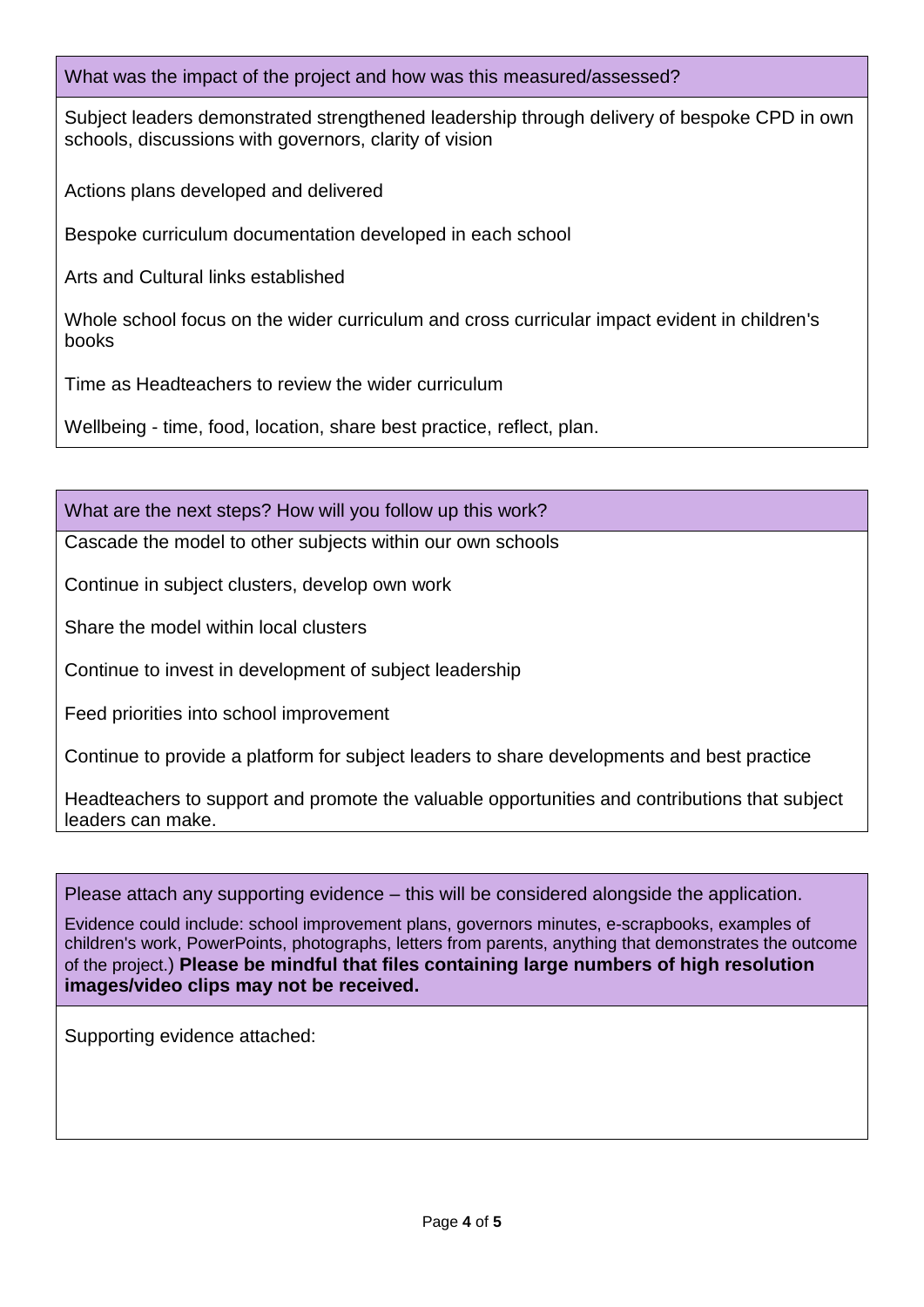## What was the impact of the project and how was this measured/assessed?

Subject leaders demonstrated strengthened leadership through delivery of bespoke CPD in own schools, discussions with governors, clarity of vision

Actions plans developed and delivered

Bespoke curriculum documentation developed in each school

Arts and Cultural links established

Whole school focus on the wider curriculum and cross curricular impact evident in children's books

Time as Headteachers to review the wider curriculum

Wellbeing - time, food, location, share best practice, reflect, plan.

## What are the next steps? How will you follow up this work?

Cascade the model to other subjects within our own schools

Continue in subject clusters, develop own work

Share the model within local clusters

Continue to invest in development of subject leadership

Feed priorities into school improvement

Continue to provide a platform for subject leaders to share developments and best practice

Headteachers to support and promote the valuable opportunities and contributions that subject leaders can make.

## Please attach any supporting evidence – this will be considered alongside the application.

Evidence could include: school improvement plans, governors minutes, e-scrapbooks, examples of children's work, PowerPoints, photographs, letters from parents, anything that demonstrates the outcome of the project.) **Please be mindful that files containing large numbers of high resolution images/video clips may not be received.**

Supporting evidence attached: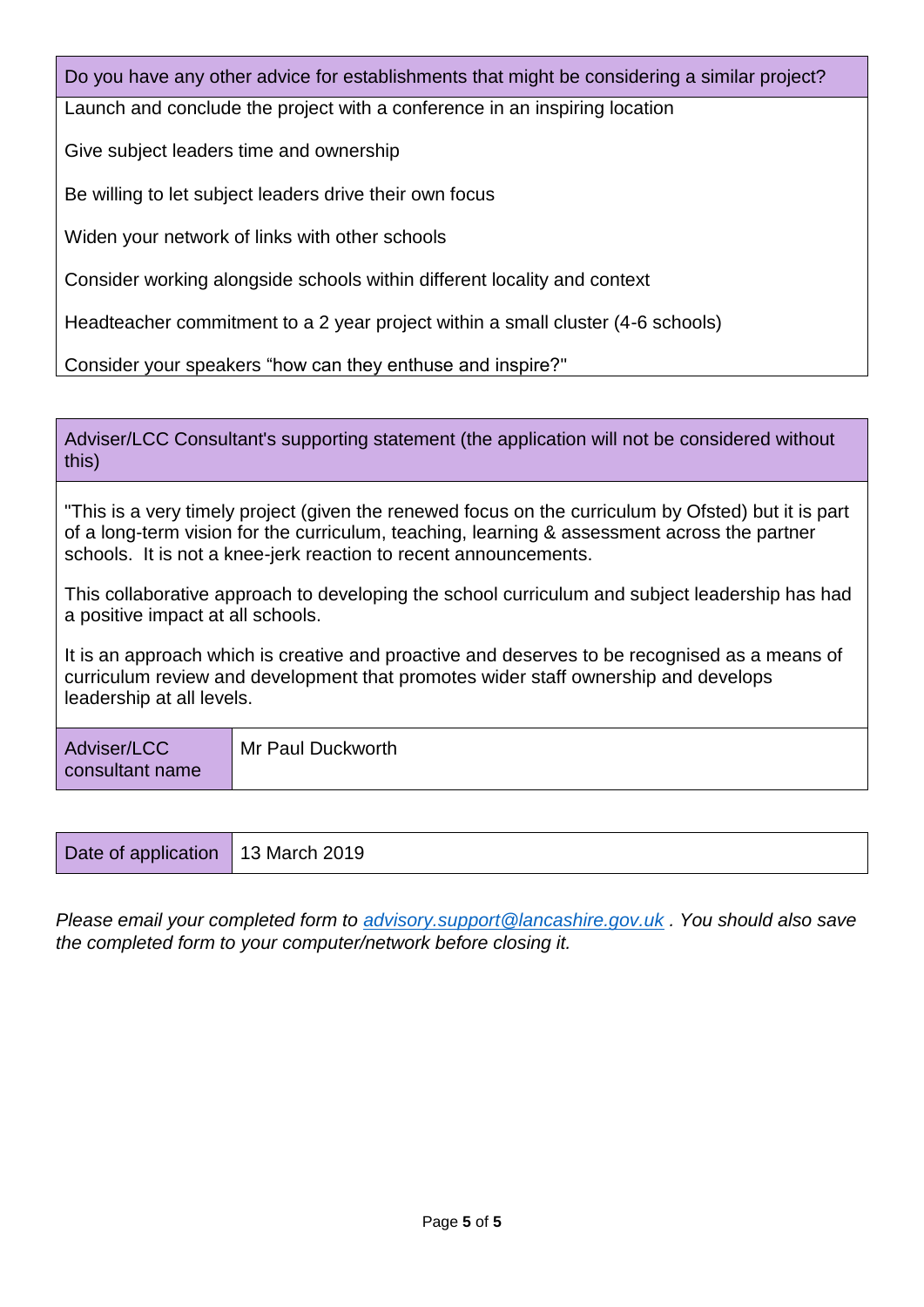| Do you have any other advice for establishments that might be considering a similar project? |
| --- |
| Launch and conclude the project with a conference in an inspiring location<br><br>Give subject leaders time and ownership<br><br>Be willing to let subject leaders drive their own focus<br><br>Widen your network of links with other schools<br><br>Consider working alongside schools within different locality and context<br><br>Headteacher commitment to a 2 year project within a small cluster (4-6 schools)<br><br>Consider your speakers "how can they enthuse and inspire?" |

| Adviser/LCC Consultant's supporting statement (the application will not be considered without this) | |
| --- | --- |
| "This is a very timely project (given the renewed focus on the curriculum by Ofsted) but it is part of a long-term vision for the curriculum, teaching, learning & assessment across the partner schools. It is not a knee-jerk reaction to recent announcements.<br><br>This collaborative approach to developing the school curriculum and subject leadership has had a positive impact at all schools.<br><br>It is an approach which is creative and proactive and deserves to be recognised as a means of curriculum review and development that promotes wider staff ownership and develops leadership at all levels. | |
| Adviser/LCC consultant name | Mr Paul Duckworth |

| | |
| --- | --- |
| Date of application | 13 March 2019 |

*Please email your completed form to advisory.support@lancashire.gov.uk . You should also save the completed form to your computer/network before closing it.*